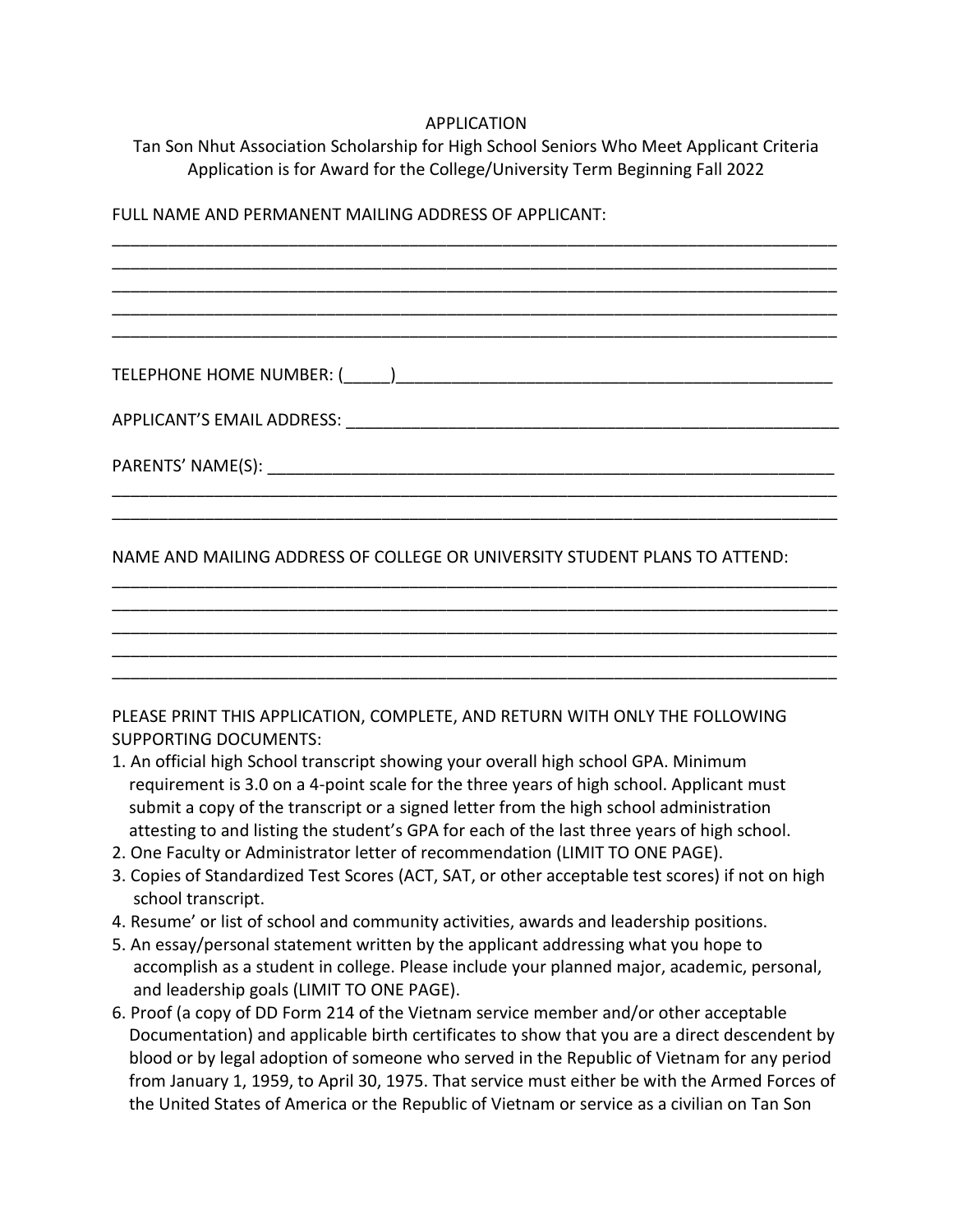APPLICATION

Tan Son Nhut Association Scholarship for High School Seniors Who Meet Applicant Criteria
Application is for Award for the College/University Term Beginning Fall 2022

FULL NAME AND PERMANENT MAILING ADDRESS OF APPLICANT:

_______________________________________________________________________________
_______________________________________________________________________________
_______________________________________________________________________________
_______________________________________________________________________________
_______________________________________________________________________________

TELEPHONE HOME NUMBER: (_____)_________________________________________________

APPLICANT'S EMAIL ADDRESS: ______________________________________________________

PARENTS' NAME(S): _____________________________________________________________
_______________________________________________________________________________
_______________________________________________________________________________

NAME AND MAILING ADDRESS OF COLLEGE OR UNIVERSITY STUDENT PLANS TO ATTEND:

_______________________________________________________________________________
_______________________________________________________________________________
_______________________________________________________________________________
_______________________________________________________________________________
_______________________________________________________________________________

PLEASE PRINT THIS APPLICATION, COMPLETE, AND RETURN WITH ONLY THE FOLLOWING SUPPORTING DOCUMENTS:

1. An official high School transcript showing your overall high school GPA. Minimum requirement is 3.0 on a 4-point scale for the three years of high school. Applicant must submit a copy of the transcript or a signed letter from the high school administration attesting to and listing the student's GPA for each of the last three years of high school.
2. One Faculty or Administrator letter of recommendation (LIMIT TO ONE PAGE).
3. Copies of Standardized Test Scores (ACT, SAT, or other acceptable test scores) if not on high school transcript.
4. Resume' or list of school and community activities, awards and leadership positions.
5. An essay/personal statement written by the applicant addressing what you hope to accomplish as a student in college. Please include your planned major, academic, personal, and leadership goals (LIMIT TO ONE PAGE).
6. Proof (a copy of DD Form 214 of the Vietnam service member and/or other acceptable Documentation) and applicable birth certificates to show that you are a direct descendent by blood or by legal adoption of someone who served in the Republic of Vietnam for any period from January 1, 1959, to April 30, 1975. That service must either be with the Armed Forces of the United States of America or the Republic of Vietnam or service as a civilian on Tan Son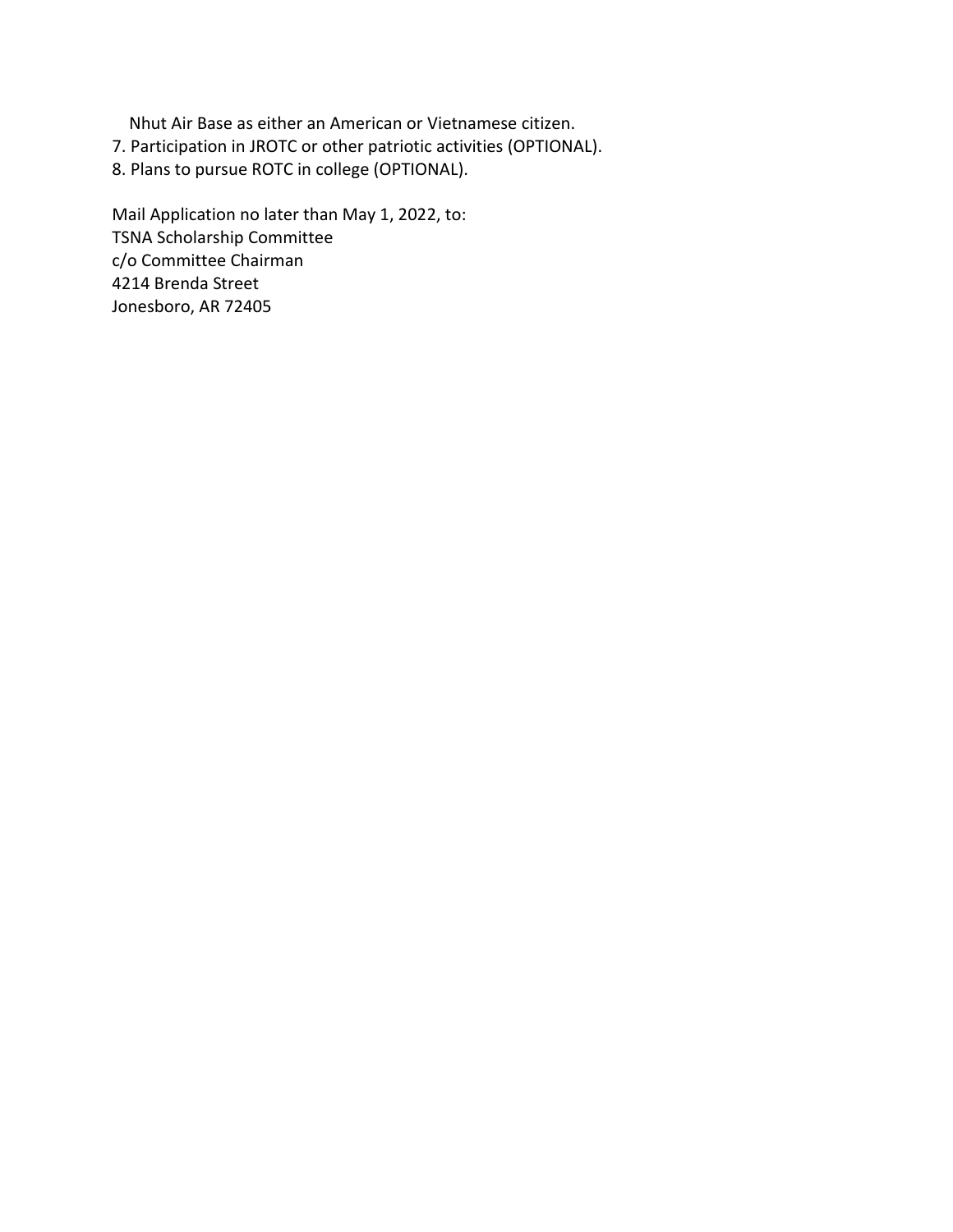Nhut Air Base as either an American or Vietnamese citizen.

7. Participation in JROTC or other patriotic activities (OPTIONAL).
8. Plans to pursue ROTC in college (OPTIONAL).

Mail Application no later than May 1, 2022, to:
TSNA Scholarship Committee
c/o Committee Chairman
4214 Brenda Street
Jonesboro, AR 72405